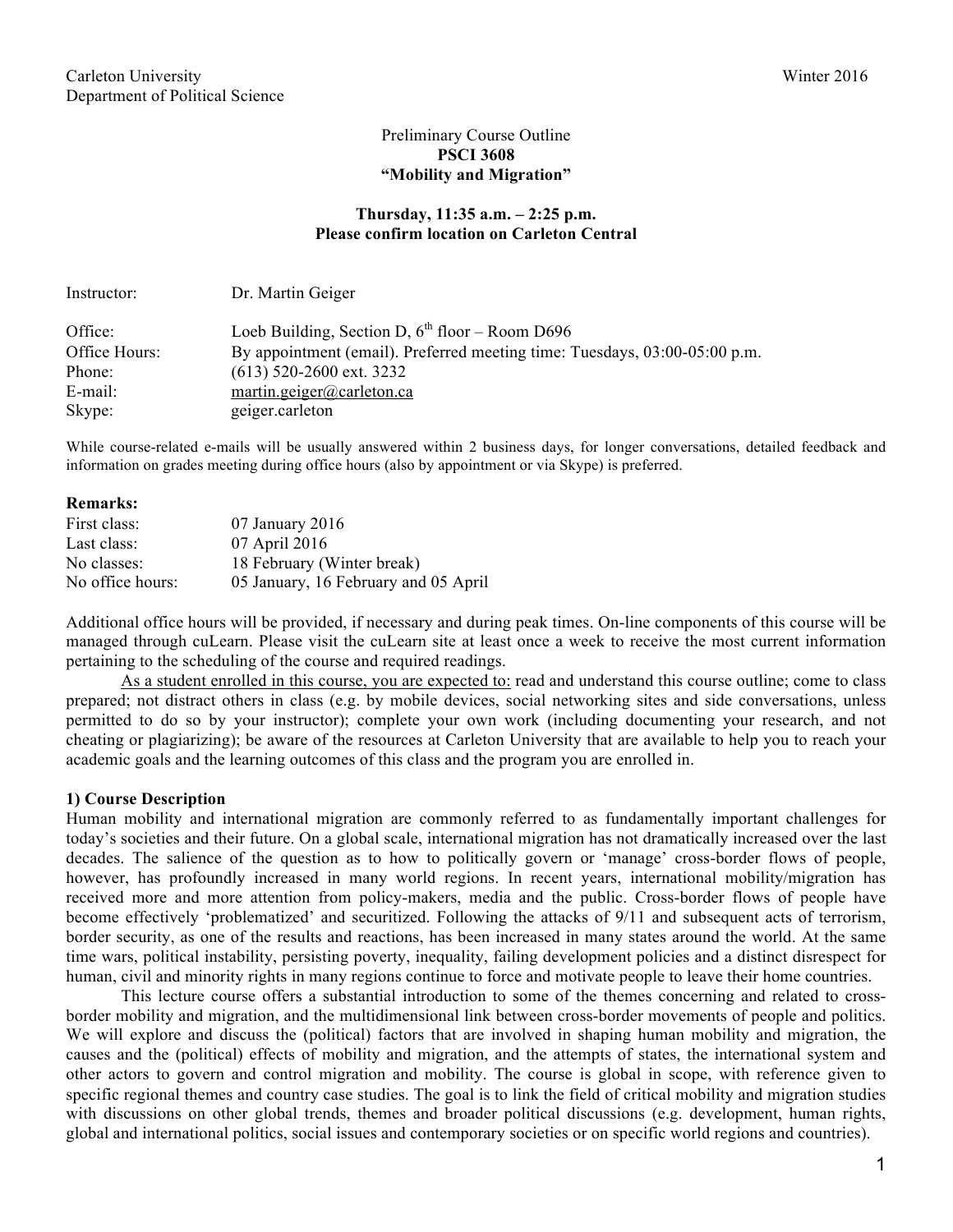Carleton University Winter 2016
Department of Political Science

Preliminary Course Outline
**PSCI 3608**
**"Mobility and Migration"**

**Thursday, 11:35 a.m. – 2:25 p.m.**
**Please confirm location on Carleton Central**

| | |
|---|---|
| Instructor: | Dr. Martin Geiger |
| Office: | Loeb Building, Section D, 6th floor – Room D696 |
| Office Hours: | By appointment (email). Preferred meeting time: Tuesdays, 03:00-05:00 p.m. |
| Phone: | (613) 520-2600 ext. 3232 |
| E-mail: | martin.geiger@carleton.ca |
| Skype: | geiger.carleton |

While course-related e-mails will be usually answered within 2 business days, for longer conversations, detailed feedback and information on grades meeting during office hours (also by appointment or via Skype) is preferred.

**Remarks:**

| | |
|---|---|
| First class: | 07 January 2016 |
| Last class: | 07 April 2016 |
| No classes: | 18 February (Winter break) |
| No office hours: | 05 January, 16 February and 05 April |

Additional office hours will be provided, if necessary and during peak times. On-line components of this course will be managed through cuLearn. Please visit the cuLearn site at least once a week to receive the most current information pertaining to the scheduling of the course and required readings.

As a student enrolled in this course, you are expected to: read and understand this course outline; come to class prepared; not distract others in class (e.g. by mobile devices, social networking sites and side conversations, unless permitted to do so by your instructor); complete your own work (including documenting your research, and not cheating or plagiarizing); be aware of the resources at Carleton University that are available to help you to reach your academic goals and the learning outcomes of this class and the program you are enrolled in.

## 1) Course Description

Human mobility and international migration are commonly referred to as fundamentally important challenges for today's societies and their future. On a global scale, international migration has not dramatically increased over the last decades. The salience of the question as to how to politically govern or 'manage' cross-border flows of people, however, has profoundly increased in many world regions. In recent years, international mobility/migration has received more and more attention from policy-makers, media and the public. Cross-border flows of people have become effectively 'problematized' and securitized. Following the attacks of 9/11 and subsequent acts of terrorism, border security, as one of the results and reactions, has been increased in many states around the world. At the same time wars, political instability, persisting poverty, inequality, failing development policies and a distinct disrespect for human, civil and minority rights in many regions continue to force and motivate people to leave their home countries.

This lecture course offers a substantial introduction to some of the themes concerning and related to cross-border mobility and migration, and the multidimensional link between cross-border movements of people and politics. We will explore and discuss the (political) factors that are involved in shaping human mobility and migration, the causes and the (political) effects of mobility and migration, and the attempts of states, the international system and other actors to govern and control migration and mobility. The course is global in scope, with reference given to specific regional themes and country case studies. The goal is to link the field of critical mobility and migration studies with discussions on other global trends, themes and broader political discussions (e.g. development, human rights, global and international politics, social issues and contemporary societies or on specific world regions and countries).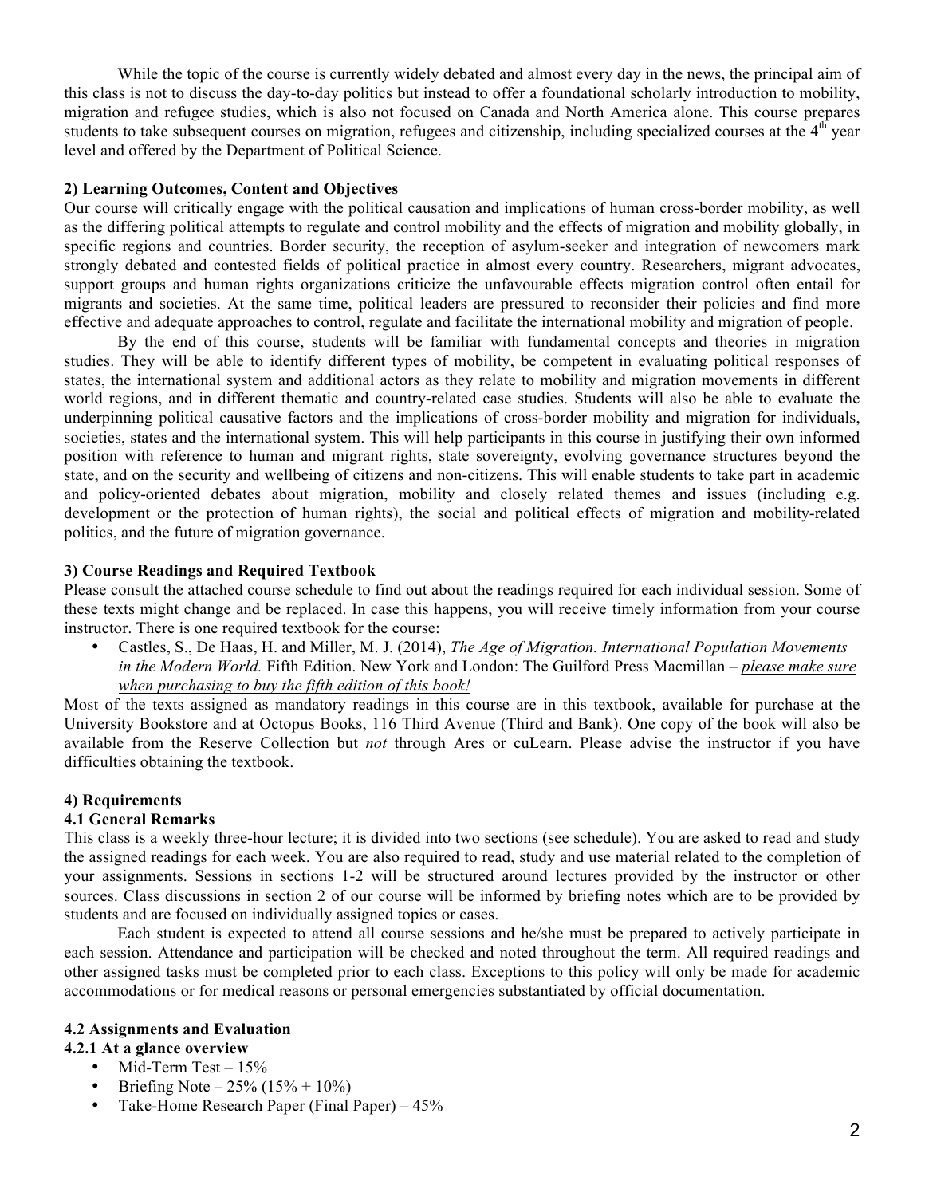While the topic of the course is currently widely debated and almost every day in the news, the principal aim of this class is not to discuss the day-to-day politics but instead to offer a foundational scholarly introduction to mobility, migration and refugee studies, which is also not focused on Canada and North America alone. This course prepares students to take subsequent courses on migration, refugees and citizenship, including specialized courses at the 4th year level and offered by the Department of Political Science.

### 2) Learning Outcomes, Content and Objectives

Our course will critically engage with the political causation and implications of human cross-border mobility, as well as the differing political attempts to regulate and control mobility and the effects of migration and mobility globally, in specific regions and countries. Border security, the reception of asylum-seeker and integration of newcomers mark strongly debated and contested fields of political practice in almost every country. Researchers, migrant advocates, support groups and human rights organizations criticize the unfavourable effects migration control often entail for migrants and societies. At the same time, political leaders are pressured to reconsider their policies and find more effective and adequate approaches to control, regulate and facilitate the international mobility and migration of people.

By the end of this course, students will be familiar with fundamental concepts and theories in migration studies. They will be able to identify different types of mobility, be competent in evaluating political responses of states, the international system and additional actors as they relate to mobility and migration movements in different world regions, and in different thematic and country-related case studies. Students will also be able to evaluate the underpinning political causative factors and the implications of cross-border mobility and migration for individuals, societies, states and the international system. This will help participants in this course in justifying their own informed position with reference to human and migrant rights, state sovereignty, evolving governance structures beyond the state, and on the security and wellbeing of citizens and non-citizens. This will enable students to take part in academic and policy-oriented debates about migration, mobility and closely related themes and issues (including e.g. development or the protection of human rights), the social and political effects of migration and mobility-related politics, and the future of migration governance.

### 3) Course Readings and Required Textbook

Please consult the attached course schedule to find out about the readings required for each individual session. Some of these texts might change and be replaced. In case this happens, you will receive timely information from your course instructor. There is one required textbook for the course:

- Castles, S., De Haas, H. and Miller, M. J. (2014), *The Age of Migration. International Population Movements in the Modern World.* Fifth Edition. New York and London: The Guilford Press Macmillan – *please make sure when purchasing to buy the fifth edition of this book!*

Most of the texts assigned as mandatory readings in this course are in this textbook, available for purchase at the University Bookstore and at Octopus Books, 116 Third Avenue (Third and Bank). One copy of the book will also be available from the Reserve Collection but *not* through Ares or cuLearn. Please advise the instructor if you have difficulties obtaining the textbook.

### 4) Requirements

#### 4.1 General Remarks

This class is a weekly three-hour lecture; it is divided into two sections (see schedule). You are asked to read and study the assigned readings for each week. You are also required to read, study and use material related to the completion of your assignments. Sessions in sections 1-2 will be structured around lectures provided by the instructor or other sources. Class discussions in section 2 of our course will be informed by briefing notes which are to be provided by students and are focused on individually assigned topics or cases.

Each student is expected to attend all course sessions and he/she must be prepared to actively participate in each session. Attendance and participation will be checked and noted throughout the term. All required readings and other assigned tasks must be completed prior to each class. Exceptions to this policy will only be made for academic accommodations or for medical reasons or personal emergencies substantiated by official documentation.

#### 4.2 Assignments and Evaluation

##### 4.2.1 At a glance overview

- Mid-Term Test – 15%
- Briefing Note – 25% (15% + 10%)
- Take-Home Research Paper (Final Paper) – 45%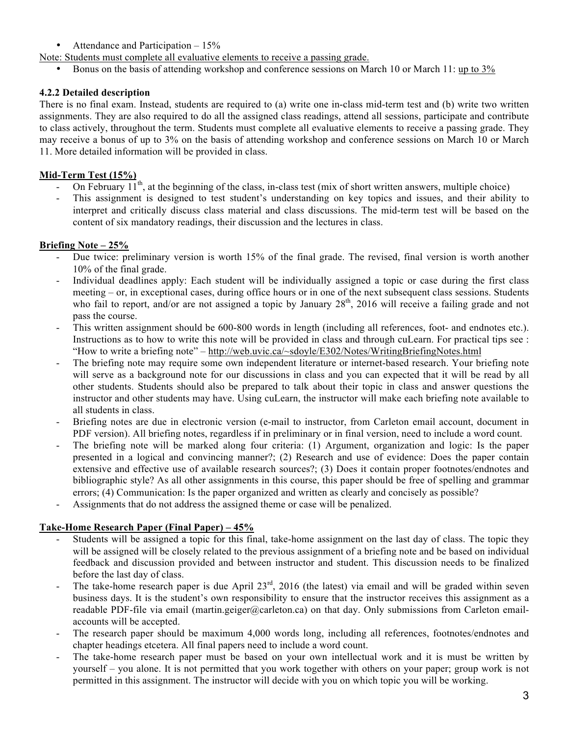- Attendance and Participation – 15%

<u>Note: Students must complete all evaluative elements to receive a passing grade.</u>

- Bonus on the basis of attending workshop and conference sessions on March 10 or March 11: <u>up to 3%</u>

#### 4.2.2 Detailed description

There is no final exam. Instead, students are required to (a) write one in-class mid-term test and (b) write two written assignments. They are also required to do all the assigned class readings, attend all sessions, participate and contribute to class actively, throughout the term. Students must complete all evaluative elements to receive a passing grade. They may receive a bonus of up to 3% on the basis of attending workshop and conference sessions on March 10 or March 11. More detailed information will be provided in class.

**<u>Mid-Term Test (15%)</u>**

- On February 11th, at the beginning of the class, in-class test (mix of short written answers, multiple choice)
- This assignment is designed to test student's understanding on key topics and issues, and their ability to interpret and critically discuss class material and class discussions. The mid-term test will be based on the content of six mandatory readings, their discussion and the lectures in class.

**<u>Briefing Note – 25%</u>**

- Due twice: preliminary version is worth 15% of the final grade. The revised, final version is worth another 10% of the final grade.
- Individual deadlines apply: Each student will be individually assigned a topic or case during the first class meeting – or, in exceptional cases, during office hours or in one of the next subsequent class sessions. Students who fail to report, and/or are not assigned a topic by January 28th, 2016 will receive a failing grade and not pass the course.
- This written assignment should be 600-800 words in length (including all references, foot- and endnotes etc.). Instructions as to how to write this note will be provided in class and through cuLearn. For practical tips see : "How to write a briefing note" – http://web.uvic.ca/~sdoyle/E302/Notes/WritingBriefingNotes.html
- The briefing note may require some own independent literature or internet-based research. Your briefing note will serve as a background note for our discussions in class and you can expected that it will be read by all other students. Students should also be prepared to talk about their topic in class and answer questions the instructor and other students may have. Using cuLearn, the instructor will make each briefing note available to all students in class.
- Briefing notes are due in electronic version (e-mail to instructor, from Carleton email account, document in PDF version). All briefing notes, regardless if in preliminary or in final version, need to include a word count.
- The briefing note will be marked along four criteria: (1) Argument, organization and logic: Is the paper presented in a logical and convincing manner?; (2) Research and use of evidence: Does the paper contain extensive and effective use of available research sources?; (3) Does it contain proper footnotes/endnotes and bibliographic style? As all other assignments in this course, this paper should be free of spelling and grammar errors; (4) Communication: Is the paper organized and written as clearly and concisely as possible?
- Assignments that do not address the assigned theme or case will be penalized.

**<u>Take-Home Research Paper (Final Paper) – 45%</u>**

- Students will be assigned a topic for this final, take-home assignment on the last day of class. The topic they will be assigned will be closely related to the previous assignment of a briefing note and be based on individual feedback and discussion provided and between instructor and student. This discussion needs to be finalized before the last day of class.
- The take-home research paper is due April 23rd, 2016 (the latest) via email and will be graded within seven business days. It is the student's own responsibility to ensure that the instructor receives this assignment as a readable PDF-file via email (martin.geiger@carleton.ca) on that day. Only submissions from Carleton email-accounts will be accepted.
- The research paper should be maximum 4,000 words long, including all references, footnotes/endnotes and chapter headings etcetera. All final papers need to include a word count.
- The take-home research paper must be based on your own intellectual work and it is must be written by yourself – you alone. It is not permitted that you work together with others on your paper; group work is not permitted in this assignment. The instructor will decide with you on which topic you will be working.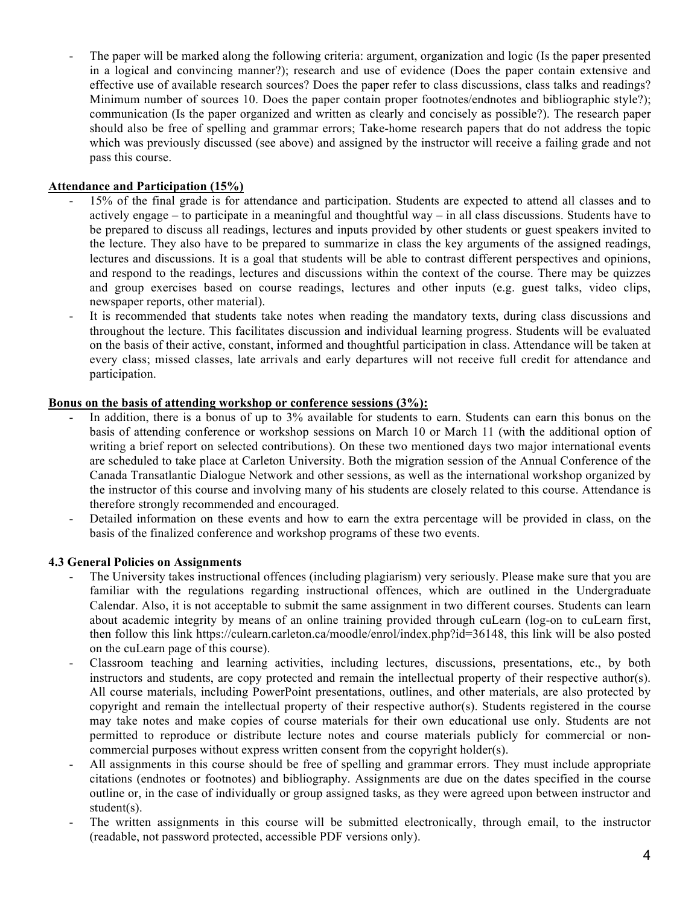- The paper will be marked along the following criteria: argument, organization and logic (Is the paper presented in a logical and convincing manner?); research and use of evidence (Does the paper contain extensive and effective use of available research sources? Does the paper refer to class discussions, class talks and readings? Minimum number of sources 10. Does the paper contain proper footnotes/endnotes and bibliographic style?); communication (Is the paper organized and written as clearly and concisely as possible?). The research paper should also be free of spelling and grammar errors; Take-home research papers that do not address the topic which was previously discussed (see above) and assigned by the instructor will receive a failing grade and not pass this course.

**Attendance and Participation (15%)**

- 15% of the final grade is for attendance and participation. Students are expected to attend all classes and to actively engage – to participate in a meaningful and thoughtful way – in all class discussions. Students have to be prepared to discuss all readings, lectures and inputs provided by other students or guest speakers invited to the lecture. They also have to be prepared to summarize in class the key arguments of the assigned readings, lectures and discussions. It is a goal that students will be able to contrast different perspectives and opinions, and respond to the readings, lectures and discussions within the context of the course. There may be quizzes and group exercises based on course readings, lectures and other inputs (e.g. guest talks, video clips, newspaper reports, other material).
- It is recommended that students take notes when reading the mandatory texts, during class discussions and throughout the lecture. This facilitates discussion and individual learning progress. Students will be evaluated on the basis of their active, constant, informed and thoughtful participation in class. Attendance will be taken at every class; missed classes, late arrivals and early departures will not receive full credit for attendance and participation.

**Bonus on the basis of attending workshop or conference sessions (3%):**

- In addition, there is a bonus of up to 3% available for students to earn. Students can earn this bonus on the basis of attending conference or workshop sessions on March 10 or March 11 (with the additional option of writing a brief report on selected contributions). On these two mentioned days two major international events are scheduled to take place at Carleton University. Both the migration session of the Annual Conference of the Canada Transatlantic Dialogue Network and other sessions, as well as the international workshop organized by the instructor of this course and involving many of his students are closely related to this course. Attendance is therefore strongly recommended and encouraged.
- Detailed information on these events and how to earn the extra percentage will be provided in class, on the basis of the finalized conference and workshop programs of these two events.

**4.3 General Policies on Assignments**

- The University takes instructional offences (including plagiarism) very seriously. Please make sure that you are familiar with the regulations regarding instructional offences, which are outlined in the Undergraduate Calendar. Also, it is not acceptable to submit the same assignment in two different courses. Students can learn about academic integrity by means of an online training provided through cuLearn (log-on to cuLearn first, then follow this link https://culearn.carleton.ca/moodle/enrol/index.php?id=36148, this link will be also posted on the cuLearn page of this course).
- Classroom teaching and learning activities, including lectures, discussions, presentations, etc., by both instructors and students, are copy protected and remain the intellectual property of their respective author(s). All course materials, including PowerPoint presentations, outlines, and other materials, are also protected by copyright and remain the intellectual property of their respective author(s). Students registered in the course may take notes and make copies of course materials for their own educational use only. Students are not permitted to reproduce or distribute lecture notes and course materials publicly for commercial or non-commercial purposes without express written consent from the copyright holder(s).
- All assignments in this course should be free of spelling and grammar errors. They must include appropriate citations (endnotes or footnotes) and bibliography. Assignments are due on the dates specified in the course outline or, in the case of individually or group assigned tasks, as they were agreed upon between instructor and student(s).
- The written assignments in this course will be submitted electronically, through email, to the instructor (readable, not password protected, accessible PDF versions only).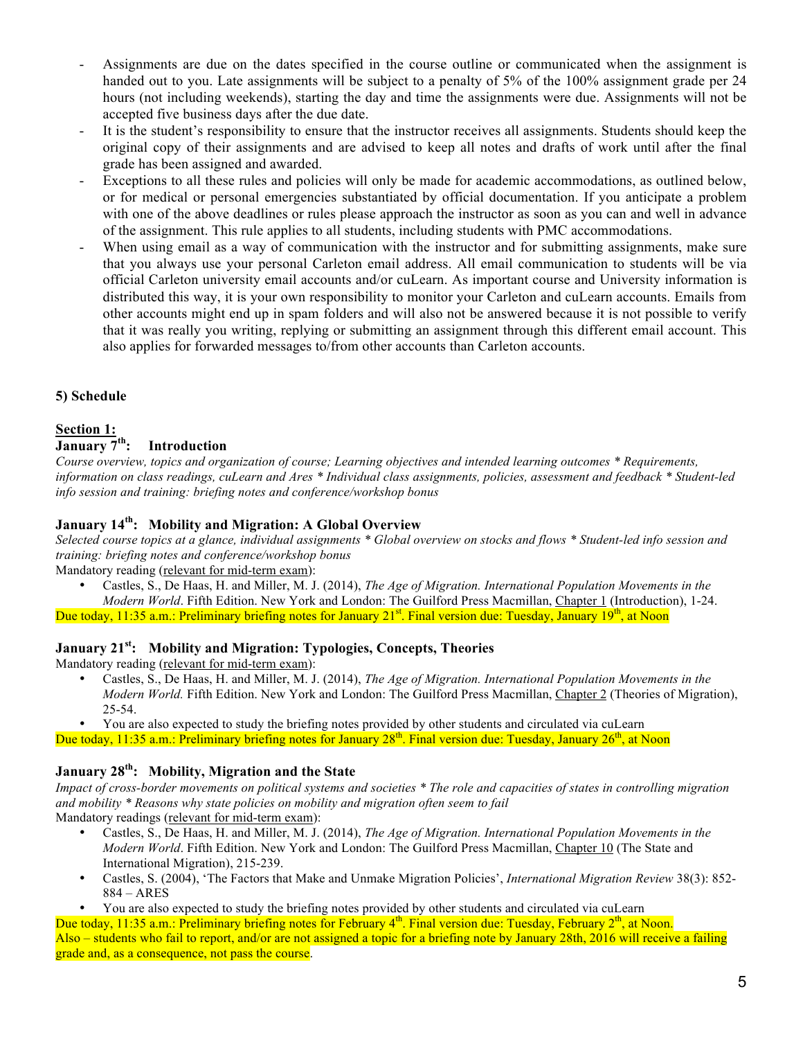- Assignments are due on the dates specified in the course outline or communicated when the assignment is handed out to you. Late assignments will be subject to a penalty of 5% of the 100% assignment grade per 24 hours (not including weekends), starting the day and time the assignments were due. Assignments will not be accepted five business days after the due date.
- It is the student's responsibility to ensure that the instructor receives all assignments. Students should keep the original copy of their assignments and are advised to keep all notes and drafts of work until after the final grade has been assigned and awarded.
- Exceptions to all these rules and policies will only be made for academic accommodations, as outlined below, or for medical or personal emergencies substantiated by official documentation. If you anticipate a problem with one of the above deadlines or rules please approach the instructor as soon as you can and well in advance of the assignment. This rule applies to all students, including students with PMC accommodations.
- When using email as a way of communication with the instructor and for submitting assignments, make sure that you always use your personal Carleton email address. All email communication to students will be via official Carleton university email accounts and/or cuLearn. As important course and University information is distributed this way, it is your own responsibility to monitor your Carleton and cuLearn accounts. Emails from other accounts might end up in spam folders and will also not be answered because it is not possible to verify that it was really you writing, replying or submitting an assignment through this different email account. This also applies for forwarded messages to/from other accounts than Carleton accounts.

## 5) Schedule

### Section 1:

### January 7th: Introduction

*Course overview, topics and organization of course; Learning objectives and intended learning outcomes * Requirements, information on class readings, cuLearn and Ares * Individual class assignments, policies, assessment and feedback * Student-led info session and training: briefing notes and conference/workshop bonus*

### January 14th: Mobility and Migration: A Global Overview

*Selected course topics at a glance, individual assignments * Global overview on stocks and flows * Student-led info session and training: briefing notes and conference/workshop bonus*

Mandatory reading (relevant for mid-term exam):

- Castles, S., De Haas, H. and Miller, M. J. (2014), *The Age of Migration. International Population Movements in the Modern World*. Fifth Edition. New York and London: The Guilford Press Macmillan, Chapter 1 (Introduction), 1-24.

Due today, 11:35 a.m.: Preliminary briefing notes for January 21st. Final version due: Tuesday, January 19th, at Noon

### January 21st: Mobility and Migration: Typologies, Concepts, Theories

Mandatory reading (relevant for mid-term exam):

- Castles, S., De Haas, H. and Miller, M. J. (2014), *The Age of Migration. International Population Movements in the Modern World.* Fifth Edition. New York and London: The Guilford Press Macmillan, Chapter 2 (Theories of Migration), 25-54.
- You are also expected to study the briefing notes provided by other students and circulated via cuLearn

Due today, 11:35 a.m.: Preliminary briefing notes for January 28th. Final version due: Tuesday, January 26th, at Noon

### January 28th: Mobility, Migration and the State

*Impact of cross-border movements on political systems and societies * The role and capacities of states in controlling migration and mobility * Reasons why state policies on mobility and migration often seem to fail*

Mandatory readings (relevant for mid-term exam):

- Castles, S., De Haas, H. and Miller, M. J. (2014), *The Age of Migration. International Population Movements in the Modern World*. Fifth Edition. New York and London: The Guilford Press Macmillan, Chapter 10 (The State and International Migration), 215-239.
- Castles, S. (2004), 'The Factors that Make and Unmake Migration Policies', *International Migration Review* 38(3): 852-884 – ARES
- You are also expected to study the briefing notes provided by other students and circulated via cuLearn

Due today, 11:35 a.m.: Preliminary briefing notes for February 4th. Final version due: Tuesday, February 2th, at Noon. Also – students who fail to report, and/or are not assigned a topic for a briefing note by January 28th, 2016 will receive a failing grade and, as a consequence, not pass the course.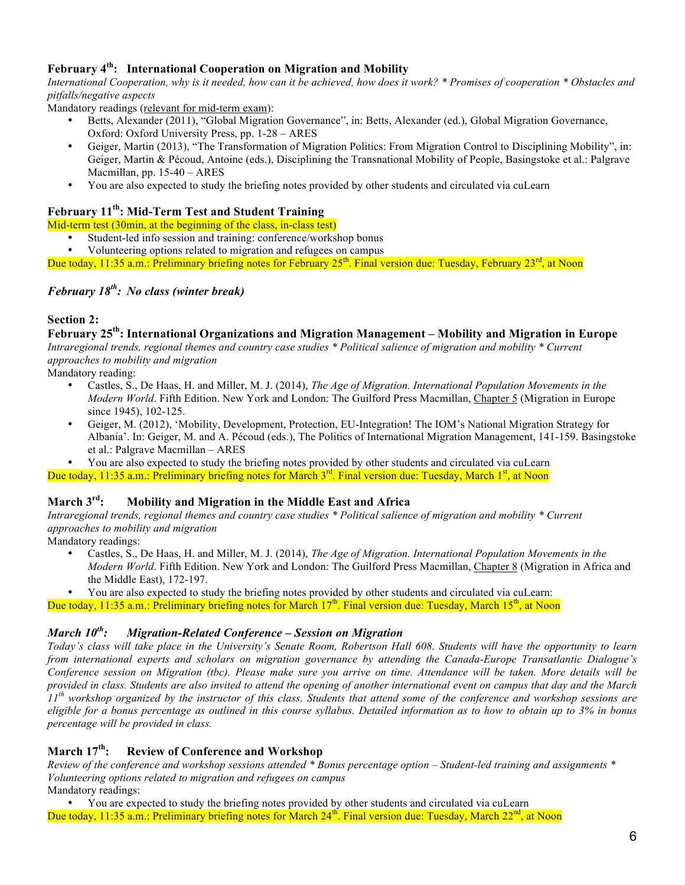### February 4th: International Cooperation on Migration and Mobility

*International Cooperation, why is it needed, how can it be achieved, how does it work? * Promises of cooperation * Obstacles and pitfalls/negative aspects*

Mandatory readings (relevant for mid-term exam):

- Betts, Alexander (2011), "Global Migration Governance", in: Betts, Alexander (ed.), Global Migration Governance, Oxford: Oxford University Press, pp. 1-28 – ARES
- Geiger, Martin (2013), "The Transformation of Migration Politics: From Migration Control to Disciplining Mobility", in: Geiger, Martin & Pécoud, Antoine (eds.), Disciplining the Transnational Mobility of People, Basingstoke et al.: Palgrave Macmillan, pp. 15-40 – ARES
- You are also expected to study the briefing notes provided by other students and circulated via cuLearn

### February 11th: Mid-Term Test and Student Training

Mid-term test (30min, at the beginning of the class, in-class test)

- Student-led info session and training: conference/workshop bonus
- Volunteering options related to migration and refugees on campus

Due today, 11:35 a.m.: Preliminary briefing notes for February 25th. Final version due: Tuesday, February 23rd, at Noon

### *February 18th: No class (winter break)*

### Section 2:

### February 25th: International Organizations and Migration Management – Mobility and Migration in Europe

*Intraregional trends, regional themes and country case studies * Political salience of migration and mobility * Current approaches to mobility and migration*

Mandatory reading:

- Castles, S., De Haas, H. and Miller, M. J. (2014), *The Age of Migration. International Population Movements in the Modern World*. Fifth Edition. New York and London: The Guilford Press Macmillan, Chapter 5 (Migration in Europe since 1945), 102-125.
- Geiger, M. (2012), 'Mobility, Development, Protection, EU-Integration! The IOM's National Migration Strategy for Albania'. In: Geiger, M. and A. Pécoud (eds.), The Politics of International Migration Management, 141-159. Basingstoke et al.: Palgrave Macmillan – ARES
- You are also expected to study the briefing notes provided by other students and circulated via cuLearn

Due today, 11:35 a.m.: Preliminary briefing notes for March 3rd. Final version due: Tuesday, March 1st, at Noon

### March 3rd: Mobility and Migration in the Middle East and Africa

*Intraregional trends, regional themes and country case studies * Political salience of migration and mobility * Current approaches to mobility and migration*

Mandatory readings:

- Castles, S., De Haas, H. and Miller, M. J. (2014), *The Age of Migration. International Population Movements in the Modern World*. Fifth Edition. New York and London: The Guilford Press Macmillan, Chapter 8 (Migration in Africa and the Middle East), 172-197.
- You are also expected to study the briefing notes provided by other students and circulated via cuLearn:

Due today, 11:35 a.m.: Preliminary briefing notes for March 17th. Final version due: Tuesday, March 15th, at Noon

### *March 10th: Migration-Related Conference – Session on Migration*

*Today's class will take place in the University's Senate Room, Robertson Hall 608. Students will have the opportunity to learn from international experts and scholars on migration governance by attending the Canada-Europe Transatlantic Dialogue's Conference session on Migration (tbc). Please make sure you arrive on time. Attendance will be taken. More details will be provided in class. Students are also invited to attend the opening of another international event on campus that day and the March 11th workshop organized by the instructor of this class. Students that attend some of the conference and workshop sessions are eligible for a bonus percentage as outlined in this course syllabus. Detailed information as to how to obtain up to 3% in bonus percentage will be provided in class.*

### March 17th: Review of Conference and Workshop

*Review of the conference and workshop sessions attended * Bonus percentage option – Student-led training and assignments * Volunteering options related to migration and refugees on campus*

Mandatory readings:

- You are expected to study the briefing notes provided by other students and circulated via cuLearn

Due today, 11:35 a.m.: Preliminary briefing notes for March 24th. Final version due: Tuesday, March 22nd, at Noon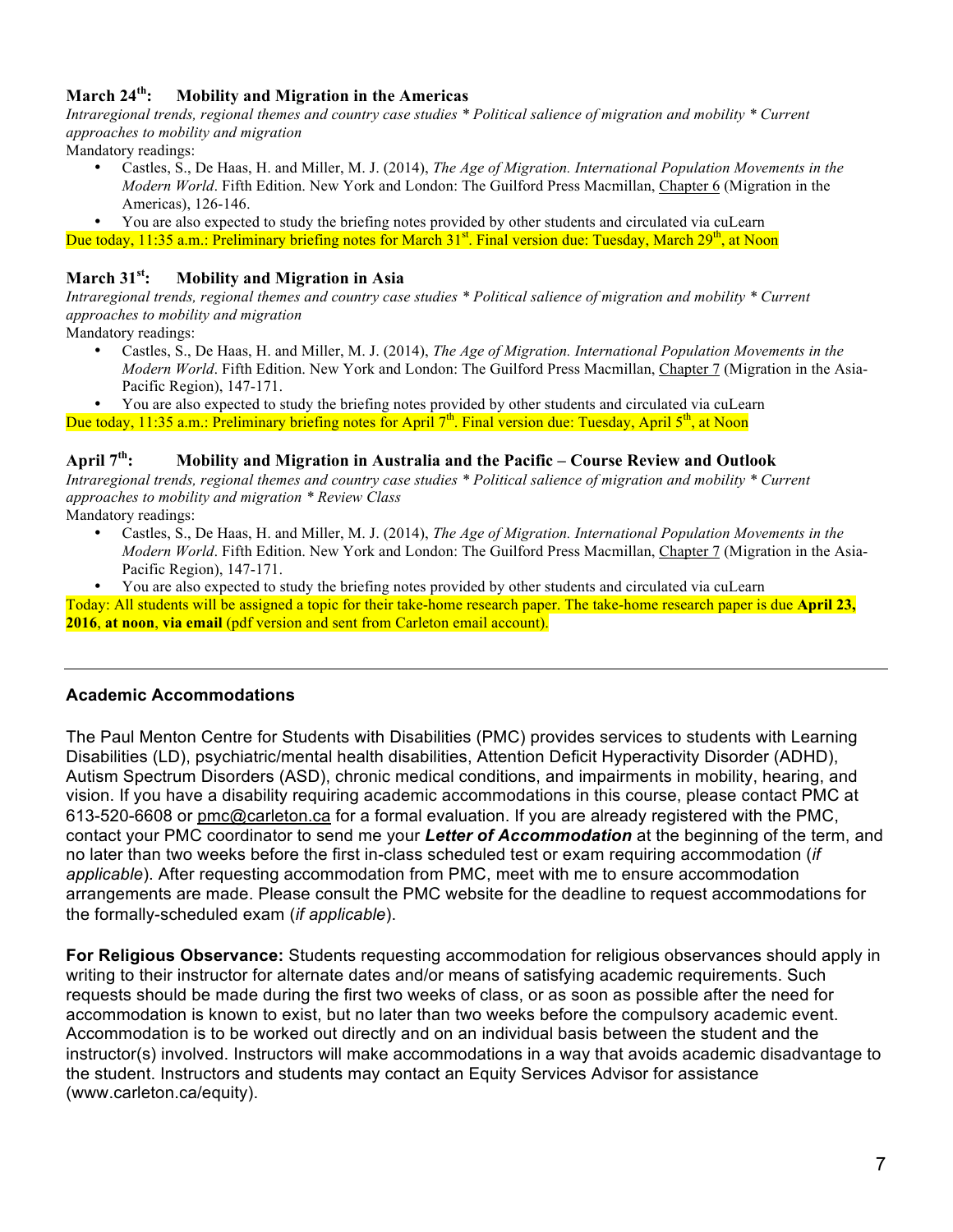### March 24th: Mobility and Migration in the Americas

*Intraregional trends, regional themes and country case studies * Political salience of migration and mobility * Current approaches to mobility and migration*

Mandatory readings:

- Castles, S., De Haas, H. and Miller, M. J. (2014), *The Age of Migration. International Population Movements in the Modern World*. Fifth Edition. New York and London: The Guilford Press Macmillan, Chapter 6 (Migration in the Americas), 126-146.
- You are also expected to study the briefing notes provided by other students and circulated via cuLearn

Due today, 11:35 a.m.: Preliminary briefing notes for March 31st. Final version due: Tuesday, March 29th, at Noon

### March 31st: Mobility and Migration in Asia

*Intraregional trends, regional themes and country case studies * Political salience of migration and mobility * Current approaches to mobility and migration*

Mandatory readings:

- Castles, S., De Haas, H. and Miller, M. J. (2014), *The Age of Migration. International Population Movements in the Modern World*. Fifth Edition. New York and London: The Guilford Press Macmillan, Chapter 7 (Migration in the Asia-Pacific Region), 147-171.
- You are also expected to study the briefing notes provided by other students and circulated via cuLearn

Due today, 11:35 a.m.: Preliminary briefing notes for April 7th. Final version due: Tuesday, April 5th, at Noon

### April 7th: Mobility and Migration in Australia and the Pacific – Course Review and Outlook

*Intraregional trends, regional themes and country case studies * Political salience of migration and mobility * Current approaches to mobility and migration * Review Class*

Mandatory readings:

- Castles, S., De Haas, H. and Miller, M. J. (2014), *The Age of Migration. International Population Movements in the Modern World*. Fifth Edition. New York and London: The Guilford Press Macmillan, Chapter 7 (Migration in the Asia-Pacific Region), 147-171.
- You are also expected to study the briefing notes provided by other students and circulated via cuLearn

Today: All students will be assigned a topic for their take-home research paper. The take-home research paper is due **April 23, 2016**, **at noon**, **via email** (pdf version and sent from Carleton email account).

---

## Academic Accommodations

The Paul Menton Centre for Students with Disabilities (PMC) provides services to students with Learning Disabilities (LD), psychiatric/mental health disabilities, Attention Deficit Hyperactivity Disorder (ADHD), Autism Spectrum Disorders (ASD), chronic medical conditions, and impairments in mobility, hearing, and vision. If you have a disability requiring academic accommodations in this course, please contact PMC at 613-520-6608 or pmc@carleton.ca for a formal evaluation. If you are already registered with the PMC, contact your PMC coordinator to send me your ***Letter of Accommodation*** at the beginning of the term, and no later than two weeks before the first in-class scheduled test or exam requiring accommodation (*if applicable*). After requesting accommodation from PMC, meet with me to ensure accommodation arrangements are made. Please consult the PMC website for the deadline to request accommodations for the formally-scheduled exam (*if applicable*).

**For Religious Observance:** Students requesting accommodation for religious observances should apply in writing to their instructor for alternate dates and/or means of satisfying academic requirements. Such requests should be made during the first two weeks of class, or as soon as possible after the need for accommodation is known to exist, but no later than two weeks before the compulsory academic event. Accommodation is to be worked out directly and on an individual basis between the student and the instructor(s) involved. Instructors will make accommodations in a way that avoids academic disadvantage to the student. Instructors and students may contact an Equity Services Advisor for assistance (www.carleton.ca/equity).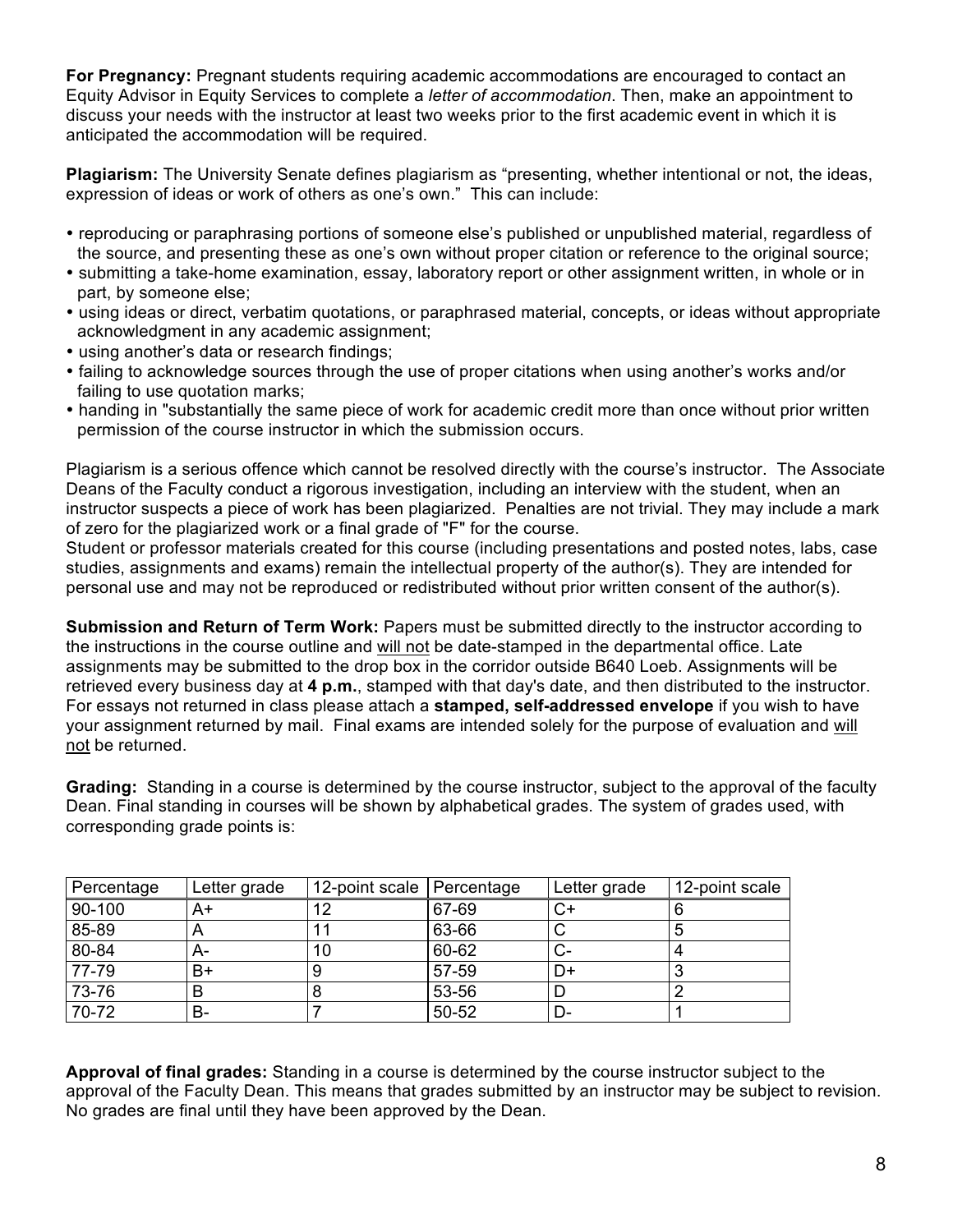**For Pregnancy:** Pregnant students requiring academic accommodations are encouraged to contact an Equity Advisor in Equity Services to complete a *letter of accommodation*. Then, make an appointment to discuss your needs with the instructor at least two weeks prior to the first academic event in which it is anticipated the accommodation will be required.

**Plagiarism:** The University Senate defines plagiarism as "presenting, whether intentional or not, the ideas, expression of ideas or work of others as one's own." This can include:

- reproducing or paraphrasing portions of someone else's published or unpublished material, regardless of the source, and presenting these as one's own without proper citation or reference to the original source;
- submitting a take-home examination, essay, laboratory report or other assignment written, in whole or in part, by someone else;
- using ideas or direct, verbatim quotations, or paraphrased material, concepts, or ideas without appropriate acknowledgment in any academic assignment;
- using another's data or research findings;
- failing to acknowledge sources through the use of proper citations when using another's works and/or failing to use quotation marks;
- handing in "substantially the same piece of work for academic credit more than once without prior written permission of the course instructor in which the submission occurs.

Plagiarism is a serious offence which cannot be resolved directly with the course's instructor. The Associate Deans of the Faculty conduct a rigorous investigation, including an interview with the student, when an instructor suspects a piece of work has been plagiarized. Penalties are not trivial. They may include a mark of zero for the plagiarized work or a final grade of "F" for the course.
Student or professor materials created for this course (including presentations and posted notes, labs, case studies, assignments and exams) remain the intellectual property of the author(s). They are intended for personal use and may not be reproduced or redistributed without prior written consent of the author(s).

**Submission and Return of Term Work:** Papers must be submitted directly to the instructor according to the instructions in the course outline and <u>will not</u> be date-stamped in the departmental office. Late assignments may be submitted to the drop box in the corridor outside B640 Loeb. Assignments will be retrieved every business day at **4 p.m.**, stamped with that day's date, and then distributed to the instructor. For essays not returned in class please attach a **stamped, self-addressed envelope** if you wish to have your assignment returned by mail. Final exams are intended solely for the purpose of evaluation and <u>will not</u> be returned.

**Grading:** Standing in a course is determined by the course instructor, subject to the approval of the faculty Dean. Final standing in courses will be shown by alphabetical grades. The system of grades used, with corresponding grade points is:

| Percentage | Letter grade | 12-point scale | Percentage | Letter grade | 12-point scale |
|---|---|---|---|---|---|
| 90-100 | A+ | 12 | 67-69 | C+ | 6 |
| 85-89 | A | 11 | 63-66 | C | 5 |
| 80-84 | A- | 10 | 60-62 | C- | 4 |
| 77-79 | B+ | 9 | 57-59 | D+ | 3 |
| 73-76 | B | 8 | 53-56 | D | 2 |
| 70-72 | B- | 7 | 50-52 | D- | 1 |

**Approval of final grades:** Standing in a course is determined by the course instructor subject to the approval of the Faculty Dean. This means that grades submitted by an instructor may be subject to revision. No grades are final until they have been approved by the Dean.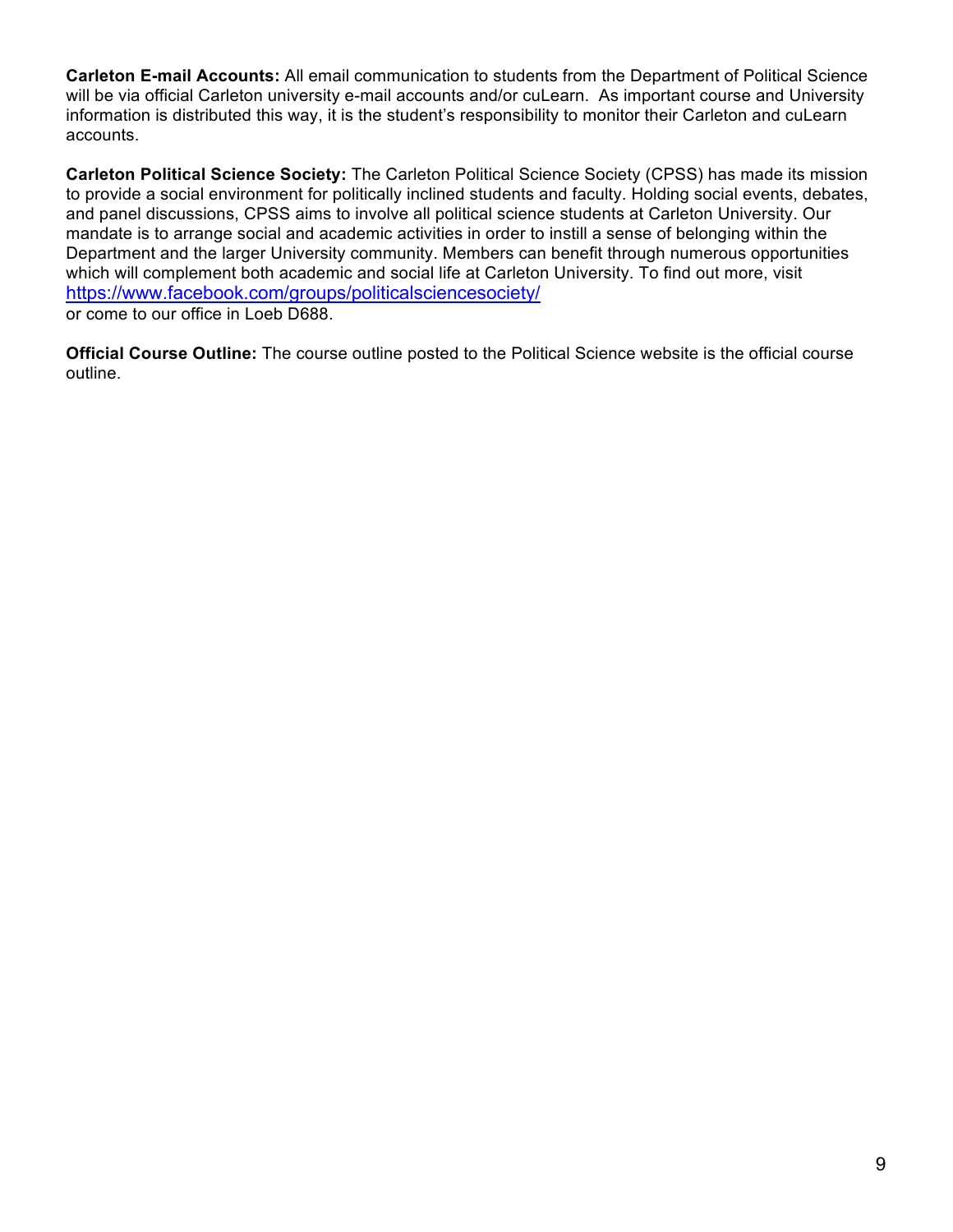**Carleton E-mail Accounts:** All email communication to students from the Department of Political Science will be via official Carleton university e-mail accounts and/or cuLearn. As important course and University information is distributed this way, it is the student's responsibility to monitor their Carleton and cuLearn accounts.

**Carleton Political Science Society:** The Carleton Political Science Society (CPSS) has made its mission to provide a social environment for politically inclined students and faculty. Holding social events, debates, and panel discussions, CPSS aims to involve all political science students at Carleton University. Our mandate is to arrange social and academic activities in order to instill a sense of belonging within the Department and the larger University community. Members can benefit through numerous opportunities which will complement both academic and social life at Carleton University. To find out more, visit https://www.facebook.com/groups/politicalsciencesociety/
or come to our office in Loeb D688.

**Official Course Outline:** The course outline posted to the Political Science website is the official course outline.